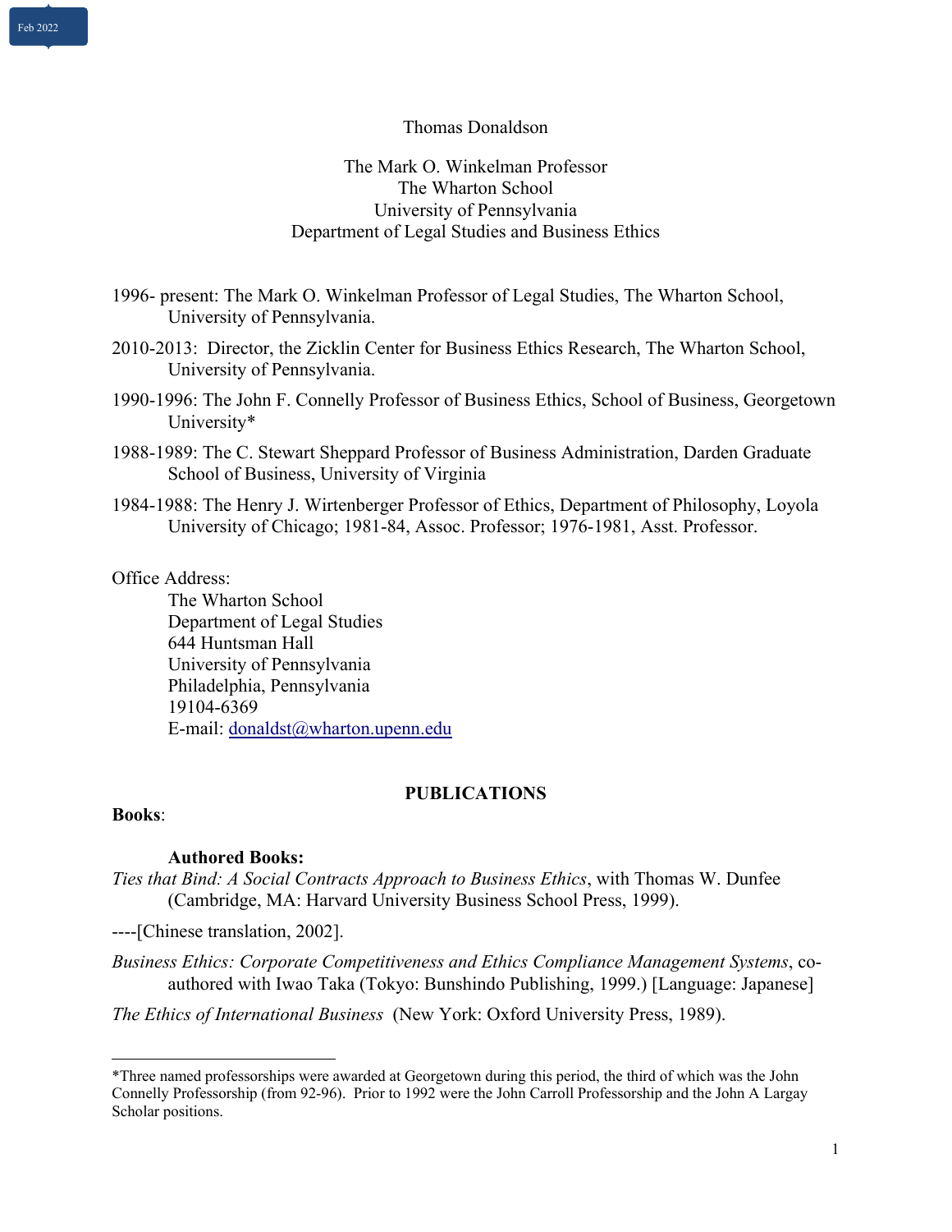Feb 2022

# Thomas Donaldson

The Mark O. Winkelman Professor
The Wharton School
University of Pennsylvania
Department of Legal Studies and Business Ethics

1996- present: The Mark O. Winkelman Professor of Legal Studies, The Wharton School, University of Pennsylvania.

2010-2013: Director, the Zicklin Center for Business Ethics Research, The Wharton School, University of Pennsylvania.

1990-1996: The John F. Connelly Professor of Business Ethics, School of Business, Georgetown University*

1988-1989: The C. Stewart Sheppard Professor of Business Administration, Darden Graduate School of Business, University of Virginia

1984-1988: The Henry J. Wirtenberger Professor of Ethics, Department of Philosophy, Loyola University of Chicago; 1981-84, Assoc. Professor; 1976-1981, Asst. Professor.

Office Address:
The Wharton School
Department of Legal Studies
644 Huntsman Hall
University of Pennsylvania
Philadelphia, Pennsylvania
19104-6369
E-mail: donaldst@wharton.upenn.edu

## PUBLICATIONS

**Books**:

### Authored Books:

*Ties that Bind: A Social Contracts Approach to Business Ethics*, with Thomas W. Dunfee (Cambridge, MA: Harvard University Business School Press, 1999).

----[Chinese translation, 2002].

*Business Ethics: Corporate Competitiveness and Ethics Compliance Management Systems*, co-authored with Iwao Taka (Tokyo: Bunshindo Publishing, 1999.) [Language: Japanese]

*The Ethics of International Business* (New York: Oxford University Press, 1989).

---

*Three named professorships were awarded at Georgetown during this period, the third of which was the John Connelly Professorship (from 92-96). Prior to 1992 were the John Carroll Professorship and the John A Largay Scholar positions.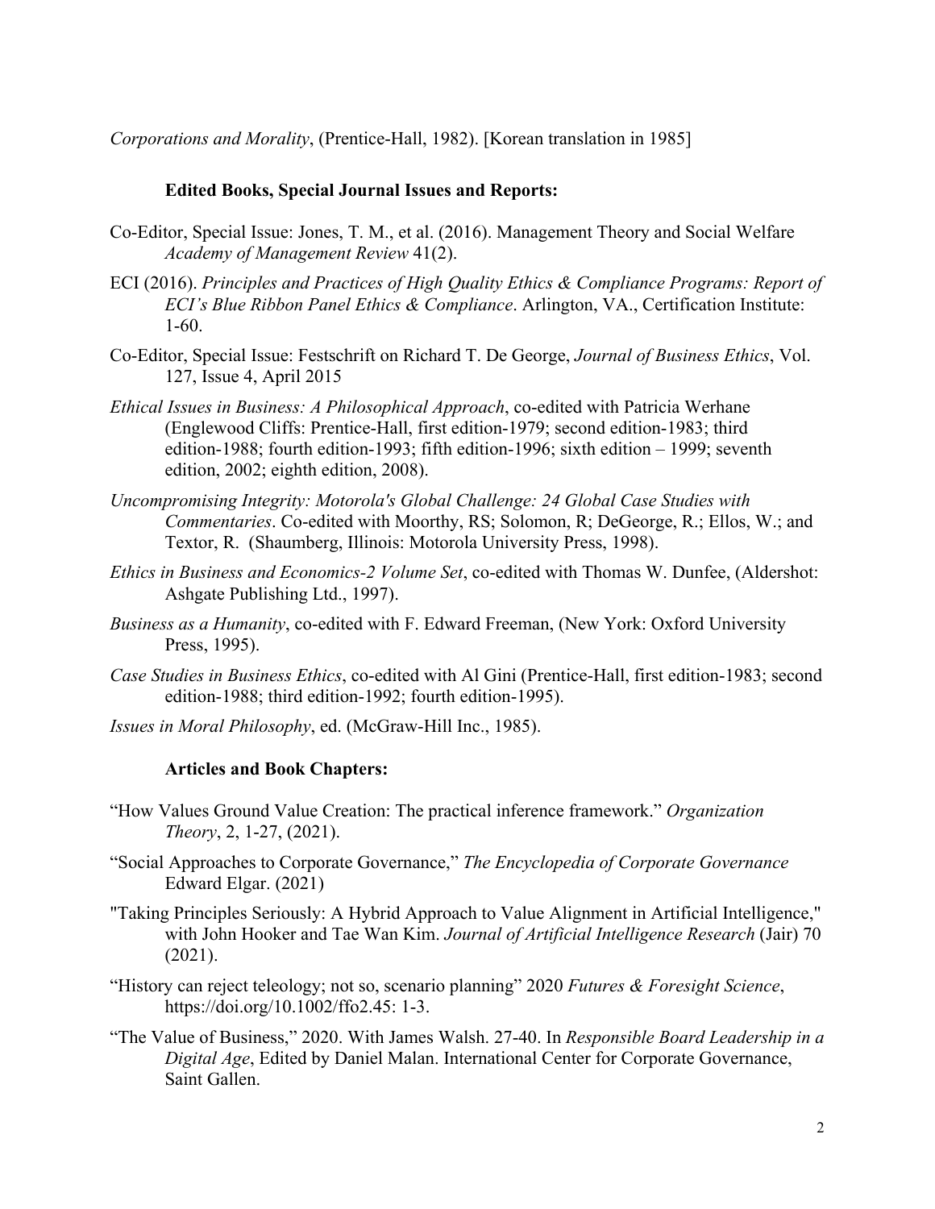*Corporations and Morality*, (Prentice-Hall, 1982). [Korean translation in 1985]

### Edited Books, Special Journal Issues and Reports:

Co-Editor, Special Issue: Jones, T. M., et al. (2016). Management Theory and Social Welfare *Academy of Management Review* 41(2).

ECI (2016). *Principles and Practices of High Quality Ethics & Compliance Programs: Report of ECI's Blue Ribbon Panel Ethics & Compliance*. Arlington, VA., Certification Institute: 1-60.

Co-Editor, Special Issue: Festschrift on Richard T. De George, *Journal of Business Ethics*, Vol. 127, Issue 4, April 2015

*Ethical Issues in Business: A Philosophical Approach*, co-edited with Patricia Werhane (Englewood Cliffs: Prentice-Hall, first edition-1979; second edition-1983; third edition-1988; fourth edition-1993; fifth edition-1996; sixth edition – 1999; seventh edition, 2002; eighth edition, 2008).

*Uncompromising Integrity: Motorola's Global Challenge: 24 Global Case Studies with Commentaries*. Co-edited with Moorthy, RS; Solomon, R; DeGeorge, R.; Ellos, W.; and Textor, R. (Shaumberg, Illinois: Motorola University Press, 1998).

*Ethics in Business and Economics-2 Volume Set*, co-edited with Thomas W. Dunfee, (Aldershot: Ashgate Publishing Ltd., 1997).

*Business as a Humanity*, co-edited with F. Edward Freeman, (New York: Oxford University Press, 1995).

*Case Studies in Business Ethics*, co-edited with Al Gini (Prentice-Hall, first edition-1983; second edition-1988; third edition-1992; fourth edition-1995).

*Issues in Moral Philosophy*, ed. (McGraw-Hill Inc., 1985).

### Articles and Book Chapters:

"How Values Ground Value Creation: The practical inference framework." *Organization Theory*, 2, 1-27, (2021).

"Social Approaches to Corporate Governance," *The Encyclopedia of Corporate Governance* Edward Elgar. (2021)

"Taking Principles Seriously: A Hybrid Approach to Value Alignment in Artificial Intelligence," with John Hooker and Tae Wan Kim. *Journal of Artificial Intelligence Research* (Jair) 70 (2021).

"History can reject teleology; not so, scenario planning" 2020 *Futures & Foresight Science*, https://doi.org/10.1002/ffo2.45: 1-3.

"The Value of Business," 2020. With James Walsh. 27-40. In *Responsible Board Leadership in a Digital Age*, Edited by Daniel Malan. International Center for Corporate Governance, Saint Gallen.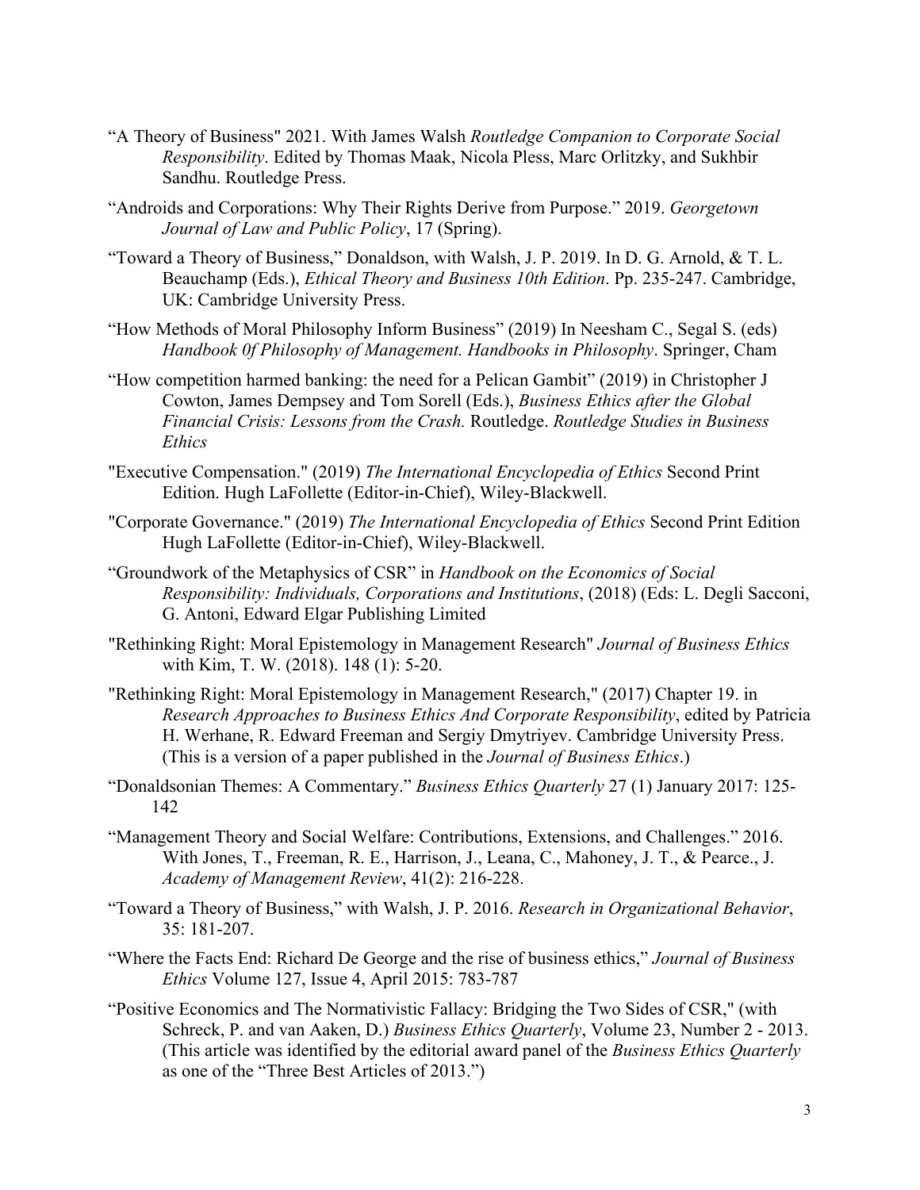"A Theory of Business" 2021. With James Walsh *Routledge Companion to Corporate Social Responsibility*. Edited by Thomas Maak, Nicola Pless, Marc Orlitzky, and Sukhbir Sandhu. Routledge Press.

"Androids and Corporations: Why Their Rights Derive from Purpose." 2019. *Georgetown Journal of Law and Public Policy*, 17 (Spring).

"Toward a Theory of Business," Donaldson, with Walsh, J. P. 2019. In D. G. Arnold, & T. L. Beauchamp (Eds.), *Ethical Theory and Business 10th Edition*. Pp. 235-247. Cambridge, UK: Cambridge University Press.

"How Methods of Moral Philosophy Inform Business" (2019) In Neesham C., Segal S. (eds) *Handbook 0f Philosophy of Management. Handbooks in Philosophy*. Springer, Cham

"How competition harmed banking: the need for a Pelican Gambit" (2019) in Christopher J Cowton, James Dempsey and Tom Sorell (Eds.), *Business Ethics after the Global Financial Crisis: Lessons from the Crash.* Routledge. *Routledge Studies in Business Ethics*

"Executive Compensation." (2019) *The International Encyclopedia of Ethics* Second Print Edition. Hugh LaFollette (Editor-in-Chief), Wiley-Blackwell.

"Corporate Governance." (2019) *The International Encyclopedia of Ethics* Second Print Edition Hugh LaFollette (Editor-in-Chief), Wiley-Blackwell.

"Groundwork of the Metaphysics of CSR" in *Handbook on the Economics of Social Responsibility: Individuals, Corporations and Institutions*, (2018) (Eds: L. Degli Sacconi, G. Antoni, Edward Elgar Publishing Limited

"Rethinking Right: Moral Epistemology in Management Research" *Journal of Business Ethics* with Kim, T. W. (2018). 148 (1): 5-20.

"Rethinking Right: Moral Epistemology in Management Research," (2017) Chapter 19. in *Research Approaches to Business Ethics And Corporate Responsibility*, edited by Patricia H. Werhane, R. Edward Freeman and Sergiy Dmytriyev. Cambridge University Press. (This is a version of a paper published in the *Journal of Business Ethics*.)

"Donaldsonian Themes: A Commentary." *Business Ethics Quarterly* 27 (1) January 2017: 125-142

"Management Theory and Social Welfare: Contributions, Extensions, and Challenges." 2016. With Jones, T., Freeman, R. E., Harrison, J., Leana, C., Mahoney, J. T., & Pearce., J. *Academy of Management Review*, 41(2): 216-228.

"Toward a Theory of Business," with Walsh, J. P. 2016. *Research in Organizational Behavior*, 35: 181-207.

"Where the Facts End: Richard De George and the rise of business ethics," *Journal of Business Ethics* Volume 127, Issue 4, April 2015: 783-787

"Positive Economics and The Normativistic Fallacy: Bridging the Two Sides of CSR," (with Schreck, P. and van Aaken, D.) *Business Ethics Quarterly*, Volume 23, Number 2 - 2013. (This article was identified by the editorial award panel of the *Business Ethics Quarterly* as one of the "Three Best Articles of 2013.")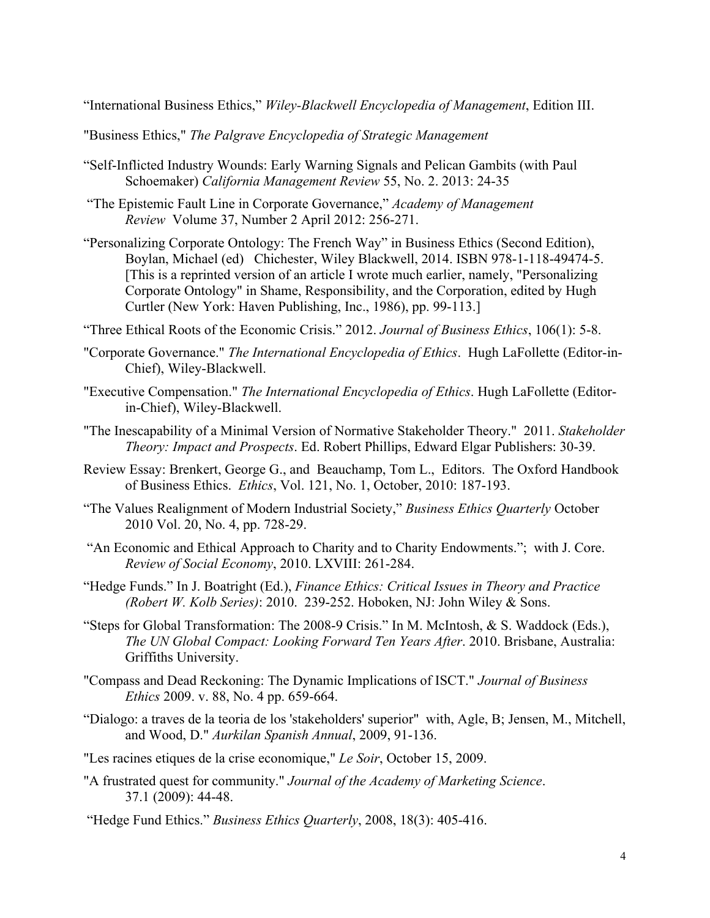"International Business Ethics," *Wiley-Blackwell Encyclopedia of Management*, Edition III.

"Business Ethics," *The Palgrave Encyclopedia of Strategic Management*

"Self-Inflicted Industry Wounds: Early Warning Signals and Pelican Gambits (with Paul Schoemaker) *California Management Review* 55, No. 2. 2013: 24-35

"The Epistemic Fault Line in Corporate Governance," *Academy of Management Review* Volume 37, Number 2 April 2012: 256-271.

"Personalizing Corporate Ontology: The French Way" in Business Ethics (Second Edition), Boylan, Michael (ed) Chichester, Wiley Blackwell, 2014. ISBN 978-1-118-49474-5. [This is a reprinted version of an article I wrote much earlier, namely, "Personalizing Corporate Ontology" in Shame, Responsibility, and the Corporation, edited by Hugh Curtler (New York: Haven Publishing, Inc., 1986), pp. 99-113.]

"Three Ethical Roots of the Economic Crisis." 2012. *Journal of Business Ethics*, 106(1): 5-8.

"Corporate Governance." *The International Encyclopedia of Ethics*. Hugh LaFollette (Editor-in-Chief), Wiley-Blackwell.

"Executive Compensation." *The International Encyclopedia of Ethics*. Hugh LaFollette (Editor-in-Chief), Wiley-Blackwell.

"The Inescapability of a Minimal Version of Normative Stakeholder Theory." 2011. *Stakeholder Theory: Impact and Prospects*. Ed. Robert Phillips, Edward Elgar Publishers: 30-39.

Review Essay: Brenkert, George G., and Beauchamp, Tom L., Editors. The Oxford Handbook of Business Ethics. *Ethics*, Vol. 121, No. 1, October, 2010: 187-193.

"The Values Realignment of Modern Industrial Society," *Business Ethics Quarterly* October 2010 Vol. 20, No. 4, pp. 728-29.

"An Economic and Ethical Approach to Charity and to Charity Endowments."; with J. Core. *Review of Social Economy*, 2010. LXVIII: 261-284.

"Hedge Funds." In J. Boatright (Ed.), *Finance Ethics: Critical Issues in Theory and Practice (Robert W. Kolb Series)*: 2010. 239-252. Hoboken, NJ: John Wiley & Sons.

"Steps for Global Transformation: The 2008-9 Crisis." In M. McIntosh, & S. Waddock (Eds.), *The UN Global Compact: Looking Forward Ten Years After*. 2010. Brisbane, Australia: Griffiths University.

"Compass and Dead Reckoning: The Dynamic Implications of ISCT." *Journal of Business Ethics* 2009. v. 88, No. 4 pp. 659-664.

"Dialogo: a traves de la teoria de los 'stakeholders' superior" with, Agle, B; Jensen, M., Mitchell, and Wood, D." *Aurkilan Spanish Annual*, 2009, 91-136.

"Les racines etiques de la crise economique," *Le Soir*, October 15, 2009.

"A frustrated quest for community." *Journal of the Academy of Marketing Science*. 37.1 (2009): 44-48.

"Hedge Fund Ethics." *Business Ethics Quarterly*, 2008, 18(3): 405-416.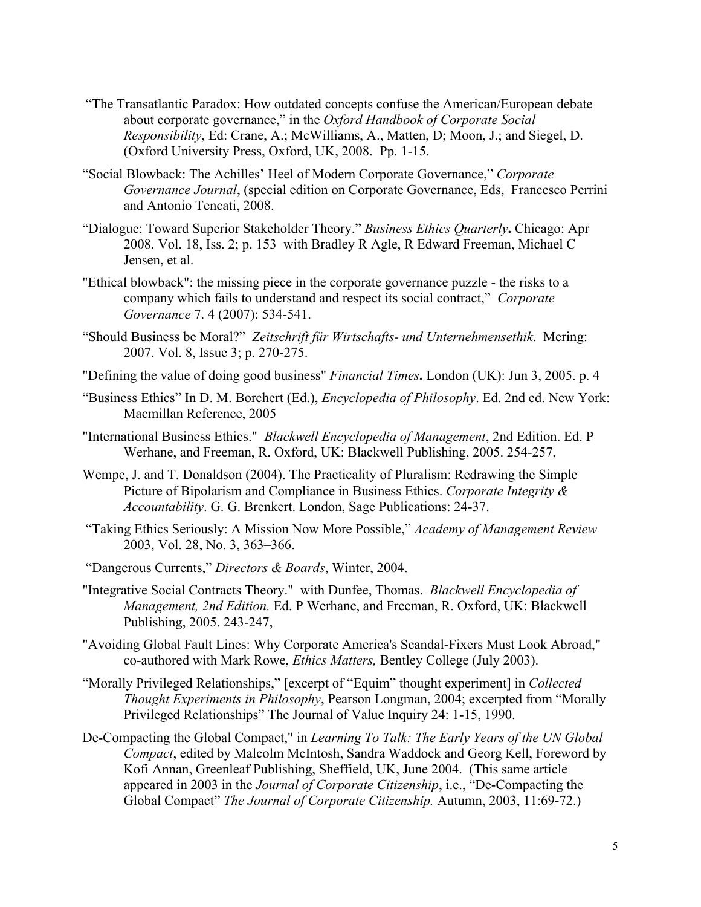"The Transatlantic Paradox: How outdated concepts confuse the American/European debate about corporate governance," in the *Oxford Handbook of Corporate Social Responsibility*, Ed: Crane, A.; McWilliams, A., Matten, D; Moon, J.; and Siegel, D. (Oxford University Press, Oxford, UK, 2008. Pp. 1-15.

"Social Blowback: The Achilles' Heel of Modern Corporate Governance," *Corporate Governance Journal*, (special edition on Corporate Governance, Eds, Francesco Perrini and Antonio Tencati, 2008.

"Dialogue: Toward Superior Stakeholder Theory." *Business Ethics Quarterly***.** Chicago: Apr 2008. Vol. 18, Iss. 2; p. 153 with Bradley R Agle, R Edward Freeman, Michael C Jensen, et al.

"Ethical blowback": the missing piece in the corporate governance puzzle - the risks to a company which fails to understand and respect its social contract," *Corporate Governance* 7. 4 (2007): 534-541.

"Should Business be Moral?" *Zeitschrift für Wirtschafts- und Unternehmensethik*. Mering: 2007. Vol. 8, Issue 3; p. 270-275.

"Defining the value of doing good business" *Financial Times***.** London (UK): Jun 3, 2005. p. 4

"Business Ethics" In D. M. Borchert (Ed.), *Encyclopedia of Philosophy*. Ed. 2nd ed. New York: Macmillan Reference, 2005

"International Business Ethics." *Blackwell Encyclopedia of Management*, 2nd Edition. Ed. P Werhane, and Freeman, R. Oxford, UK: Blackwell Publishing, 2005. 254-257,

Wempe, J. and T. Donaldson (2004). The Practicality of Pluralism: Redrawing the Simple Picture of Bipolarism and Compliance in Business Ethics. *Corporate Integrity & Accountability*. G. G. Brenkert. London, Sage Publications: 24-37.

"Taking Ethics Seriously: A Mission Now More Possible," *Academy of Management Review* 2003, Vol. 28, No. 3, 363–366.

"Dangerous Currents," *Directors & Boards*, Winter, 2004.

"Integrative Social Contracts Theory." with Dunfee, Thomas. *Blackwell Encyclopedia of Management, 2nd Edition.* Ed. P Werhane, and Freeman, R. Oxford, UK: Blackwell Publishing, 2005. 243-247,

"Avoiding Global Fault Lines: Why Corporate America's Scandal-Fixers Must Look Abroad," co-authored with Mark Rowe, *Ethics Matters,* Bentley College (July 2003).

"Morally Privileged Relationships," [excerpt of "Equim" thought experiment] in *Collected Thought Experiments in Philosophy*, Pearson Longman, 2004; excerpted from "Morally Privileged Relationships" The Journal of Value Inquiry 24: 1-15, 1990.

De-Compacting the Global Compact," in *Learning To Talk: The Early Years of the UN Global Compact*, edited by Malcolm McIntosh, Sandra Waddock and Georg Kell, Foreword by Kofi Annan, Greenleaf Publishing, Sheffield, UK, June 2004. (This same article appeared in 2003 in the *Journal of Corporate Citizenship*, i.e., "De-Compacting the Global Compact" *The Journal of Corporate Citizenship.* Autumn, 2003, 11:69-72.)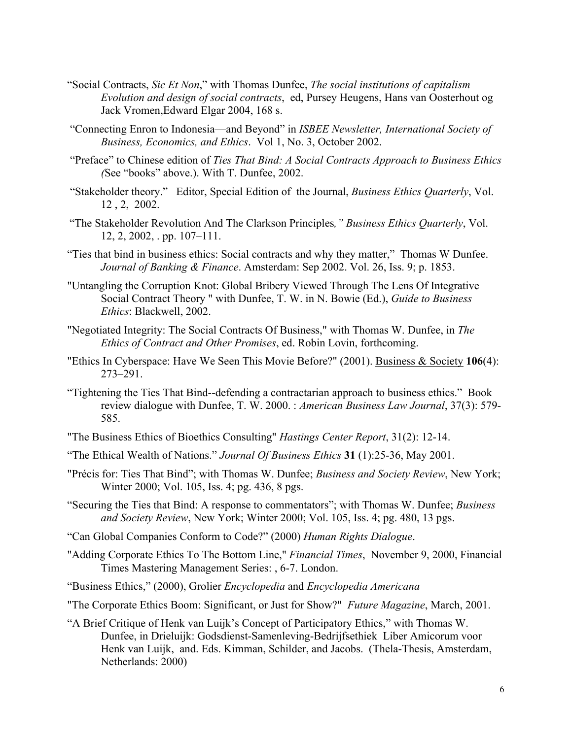"Social Contracts, *Sic Et Non*," with Thomas Dunfee, *The social institutions of capitalism Evolution and design of social contracts*, ed, Pursey Heugens, Hans van Oosterhout og Jack Vromen,Edward Elgar 2004, 168 s.

"Connecting Enron to Indonesia—and Beyond" in *ISBEE Newsletter, International Society of Business, Economics, and Ethics*. Vol 1, No. 3, October 2002.

"Preface" to Chinese edition of *Ties That Bind: A Social Contracts Approach to Business Ethics (*See "books" above.). With T. Dunfee, 2002.

"Stakeholder theory." Editor, Special Edition of the Journal, *Business Ethics Quarterly*, Vol. 12 , 2, 2002.

"The Stakeholder Revolution And The Clarkson Principles*," Business Ethics Quarterly*, Vol. 12, 2, 2002, . pp. 107–111.

"Ties that bind in business ethics: Social contracts and why they matter," Thomas W Dunfee. *Journal of Banking & Finance*. Amsterdam: Sep 2002. Vol. 26, Iss. 9; p. 1853.

"Untangling the Corruption Knot: Global Bribery Viewed Through The Lens Of Integrative Social Contract Theory " with Dunfee, T. W. in N. Bowie (Ed.), *Guide to Business Ethics*: Blackwell, 2002.

"Negotiated Integrity: The Social Contracts Of Business," with Thomas W. Dunfee, in *The Ethics of Contract and Other Promises*, ed. Robin Lovin, forthcoming.

"Ethics In Cyberspace: Have We Seen This Movie Before?" (2001). Business & Society **106**(4): 273–291.

"Tightening the Ties That Bind--defending a contractarian approach to business ethics." Book review dialogue with Dunfee, T. W. 2000. : *American Business Law Journal*, 37(3): 579-585.

"The Business Ethics of Bioethics Consulting" *Hastings Center Report*, 31(2): 12-14.

"The Ethical Wealth of Nations." *Journal Of Business Ethics* **31** (1):25-36, May 2001.

"Précis for: Ties That Bind"; with Thomas W. Dunfee; *Business and Society Review*, New York; Winter 2000; Vol. 105, Iss. 4; pg. 436, 8 pgs.

"Securing the Ties that Bind: A response to commentators"; with Thomas W. Dunfee; *Business and Society Review*, New York; Winter 2000; Vol. 105, Iss. 4; pg. 480, 13 pgs.

"Can Global Companies Conform to Code?" (2000) *Human Rights Dialogue*.

"Adding Corporate Ethics To The Bottom Line," *Financial Times*, November 9, 2000, Financial Times Mastering Management Series: , 6-7. London.

"Business Ethics," (2000), Grolier *Encyclopedia* and *Encyclopedia Americana*

"The Corporate Ethics Boom: Significant, or Just for Show?" *Future Magazine*, March, 2001.

"A Brief Critique of Henk van Luijk's Concept of Participatory Ethics," with Thomas W. Dunfee, in Drieluijk: Godsdienst-Samenleving-Bedrijfsethiek Liber Amicorum voor Henk van Luijk, and. Eds. Kimman, Schilder, and Jacobs. (Thela-Thesis, Amsterdam, Netherlands: 2000)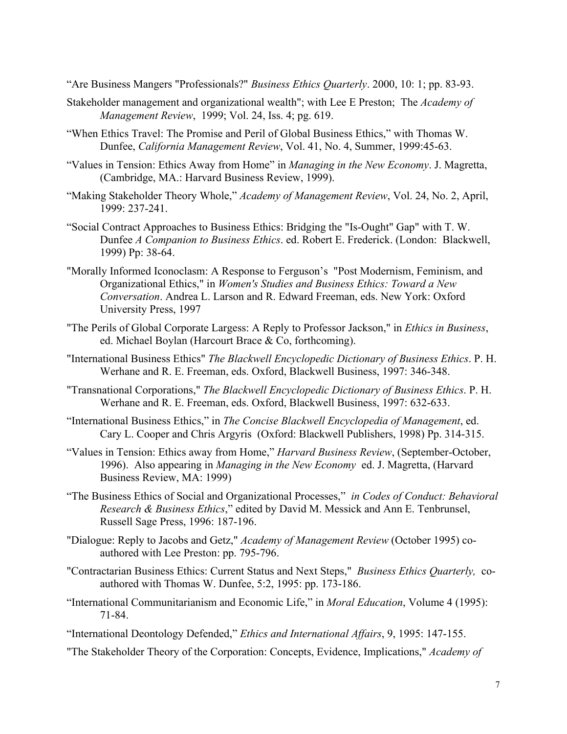“Are Business Mangers "Professionals?" *Business Ethics Quarterly*. 2000, 10: 1; pp. 83-93.

Stakeholder management and organizational wealth"; with Lee E Preston; The *Academy of Management Review*, 1999; Vol. 24, Iss. 4; pg. 619.

“When Ethics Travel: The Promise and Peril of Global Business Ethics,” with Thomas W. Dunfee, *California Management Review*, Vol. 41, No. 4, Summer, 1999:45-63.

“Values in Tension: Ethics Away from Home” in *Managing in the New Economy*. J. Magretta, (Cambridge, MA.: Harvard Business Review, 1999).

“Making Stakeholder Theory Whole,” *Academy of Management Review*, Vol. 24, No. 2, April, 1999: 237-241.

“Social Contract Approaches to Business Ethics: Bridging the "Is-Ought" Gap" with T. W. Dunfee *A Companion to Business Ethics*. ed. Robert E. Frederick. (London: Blackwell, 1999) Pp: 38-64.

"Morally Informed Iconoclasm: A Response to Ferguson’s "Post Modernism, Feminism, and Organizational Ethics," in *Women's Studies and Business Ethics: Toward a New Conversation*. Andrea L. Larson and R. Edward Freeman, eds. New York: Oxford University Press, 1997

"The Perils of Global Corporate Largess: A Reply to Professor Jackson," in *Ethics in Business*, ed. Michael Boylan (Harcourt Brace & Co, forthcoming).

"International Business Ethics" *The Blackwell Encyclopedic Dictionary of Business Ethics*. P. H. Werhane and R. E. Freeman, eds. Oxford, Blackwell Business, 1997: 346-348.

"Transnational Corporations," *The Blackwell Encyclopedic Dictionary of Business Ethics*. P. H. Werhane and R. E. Freeman, eds. Oxford, Blackwell Business, 1997: 632-633.

“International Business Ethics,” in *The Concise Blackwell Encyclopedia of Management*, ed. Cary L. Cooper and Chris Argyris (Oxford: Blackwell Publishers, 1998) Pp. 314-315.

“Values in Tension: Ethics away from Home,” *Harvard Business Review*, (September-October, 1996). Also appearing in *Managing in the New Economy* ed. J. Magretta, (Harvard Business Review, MA: 1999)

“The Business Ethics of Social and Organizational Processes,” *in Codes of Conduct: Behavioral Research & Business Ethics*,” edited by David M. Messick and Ann E. Tenbrunsel, Russell Sage Press, 1996: 187-196.

"Dialogue: Reply to Jacobs and Getz," *Academy of Management Review* (October 1995) co-authored with Lee Preston: pp. 795-796.

"Contractarian Business Ethics: Current Status and Next Steps," *Business Ethics Quarterly,* co-authored with Thomas W. Dunfee, 5:2, 1995: pp. 173-186.

“International Communitarianism and Economic Life,” in *Moral Education*, Volume 4 (1995): 71-84.

“International Deontology Defended,” *Ethics and International Affairs*, 9, 1995: 147-155.

"The Stakeholder Theory of the Corporation: Concepts, Evidence, Implications," *Academy of*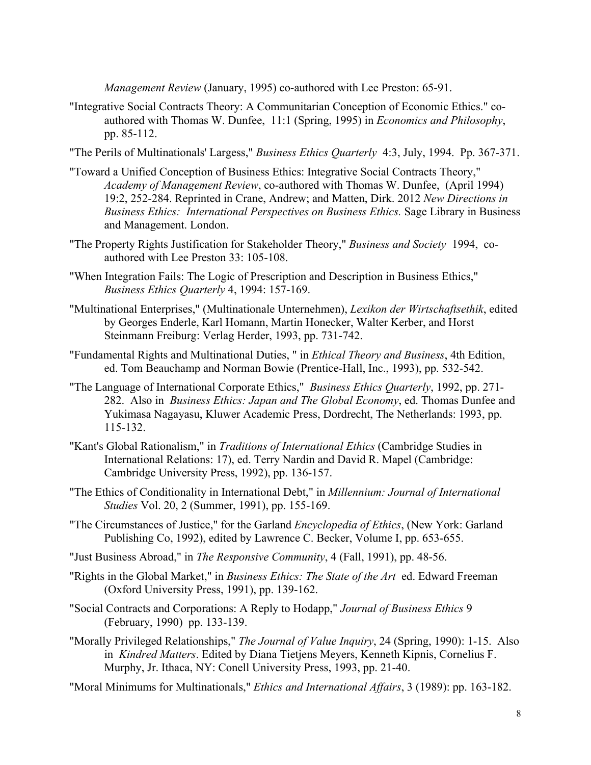*Management Review* (January, 1995) co-authored with Lee Preston: 65-91.

"Integrative Social Contracts Theory: A Communitarian Conception of Economic Ethics." co-authored with Thomas W. Dunfee, 11:1 (Spring, 1995) in *Economics and Philosophy*, pp. 85-112.

"The Perils of Multinationals' Largess," *Business Ethics Quarterly* 4:3, July, 1994. Pp. 367-371.

"Toward a Unified Conception of Business Ethics: Integrative Social Contracts Theory," *Academy of Management Review*, co-authored with Thomas W. Dunfee, (April 1994) 19:2, 252-284. Reprinted in Crane, Andrew; and Matten, Dirk. 2012 *New Directions in Business Ethics: International Perspectives on Business Ethics.* Sage Library in Business and Management. London.

"The Property Rights Justification for Stakeholder Theory," *Business and Society* 1994, co-authored with Lee Preston 33: 105-108.

"When Integration Fails: The Logic of Prescription and Description in Business Ethics," *Business Ethics Quarterly* 4, 1994: 157-169.

"Multinational Enterprises," (Multinationale Unternehmen), *Lexikon der Wirtschaftsethik*, edited by Georges Enderle, Karl Homann, Martin Honecker, Walter Kerber, and Horst Steinmann Freiburg: Verlag Herder, 1993, pp. 731-742.

"Fundamental Rights and Multinational Duties, " in *Ethical Theory and Business*, 4th Edition, ed. Tom Beauchamp and Norman Bowie (Prentice-Hall, Inc., 1993), pp. 532-542.

"The Language of International Corporate Ethics," *Business Ethics Quarterly*, 1992, pp. 271-282. Also in *Business Ethics: Japan and The Global Economy*, ed. Thomas Dunfee and Yukimasa Nagayasu, Kluwer Academic Press, Dordrecht, The Netherlands: 1993, pp. 115-132.

"Kant's Global Rationalism," in *Traditions of International Ethics* (Cambridge Studies in International Relations: 17), ed. Terry Nardin and David R. Mapel (Cambridge: Cambridge University Press, 1992), pp. 136-157.

"The Ethics of Conditionality in International Debt," in *Millennium: Journal of International Studies* Vol. 20, 2 (Summer, 1991), pp. 155-169.

"The Circumstances of Justice," for the Garland *Encyclopedia of Ethics*, (New York: Garland Publishing Co, 1992), edited by Lawrence C. Becker, Volume I, pp. 653-655.

"Just Business Abroad," in *The Responsive Community*, 4 (Fall, 1991), pp. 48-56.

"Rights in the Global Market," in *Business Ethics: The State of the Art* ed. Edward Freeman (Oxford University Press, 1991), pp. 139-162.

"Social Contracts and Corporations: A Reply to Hodapp," *Journal of Business Ethics* 9 (February, 1990) pp. 133-139.

"Morally Privileged Relationships," *The Journal of Value Inquiry*, 24 (Spring, 1990): 1-15. Also in *Kindred Matters*. Edited by Diana Tietjens Meyers, Kenneth Kipnis, Cornelius F. Murphy, Jr. Ithaca, NY: Conell University Press, 1993, pp. 21-40.

"Moral Minimums for Multinationals," *Ethics and International Affairs*, 3 (1989): pp. 163-182.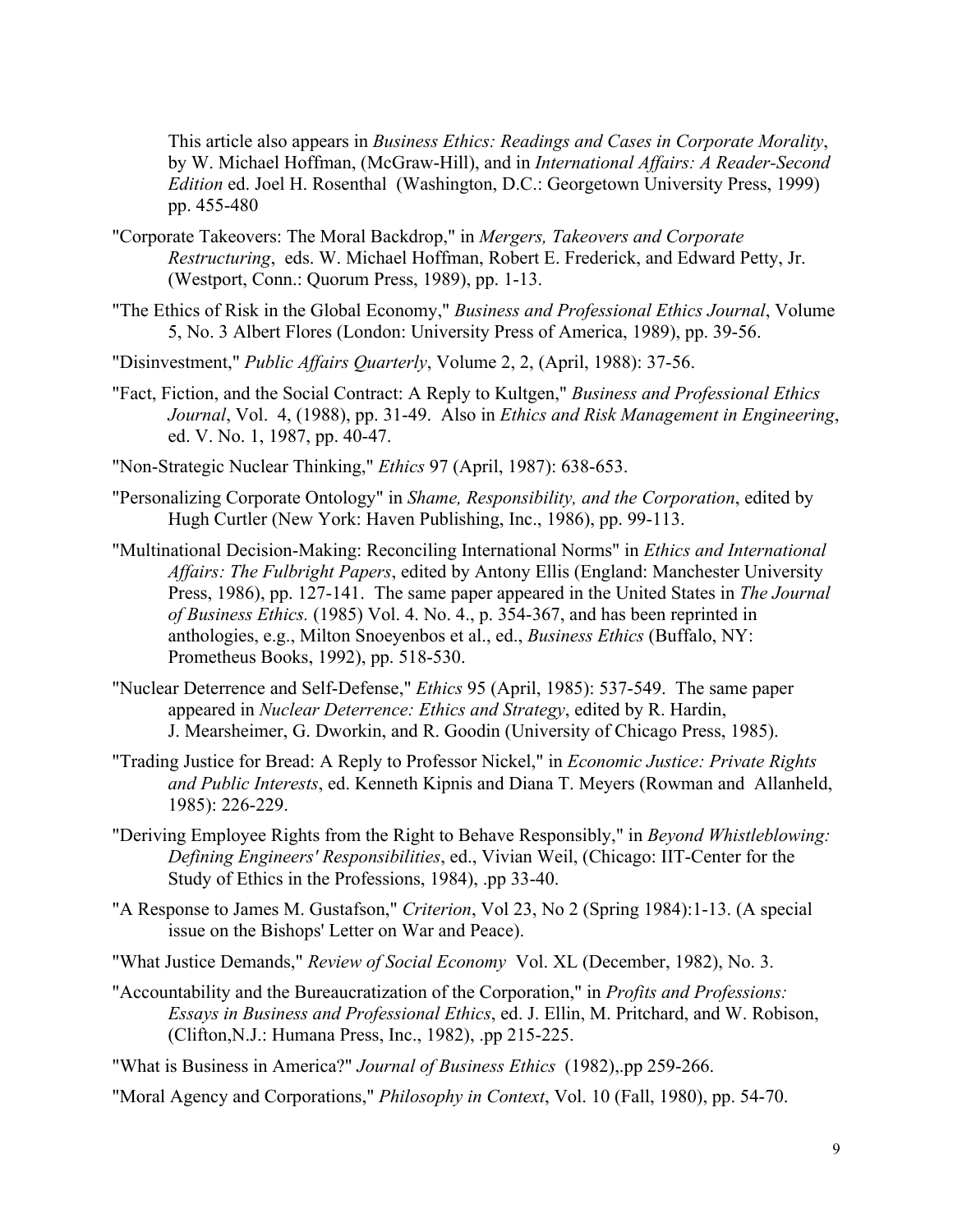This article also appears in *Business Ethics: Readings and Cases in Corporate Morality*, by W. Michael Hoffman, (McGraw-Hill), and in *International Affairs: A Reader-Second Edition* ed. Joel H. Rosenthal (Washington, D.C.: Georgetown University Press, 1999) pp. 455-480

"Corporate Takeovers: The Moral Backdrop," in *Mergers, Takeovers and Corporate Restructuring*, eds. W. Michael Hoffman, Robert E. Frederick, and Edward Petty, Jr. (Westport, Conn.: Quorum Press, 1989), pp. 1-13.

"The Ethics of Risk in the Global Economy," *Business and Professional Ethics Journal*, Volume 5, No. 3 Albert Flores (London: University Press of America, 1989), pp. 39-56.

"Disinvestment," *Public Affairs Quarterly*, Volume 2, 2, (April, 1988): 37-56.

"Fact, Fiction, and the Social Contract: A Reply to Kultgen," *Business and Professional Ethics Journal*, Vol. 4, (1988), pp. 31-49. Also in *Ethics and Risk Management in Engineering*, ed. V. No. 1, 1987, pp. 40-47.

"Non-Strategic Nuclear Thinking," *Ethics* 97 (April, 1987): 638-653.

"Personalizing Corporate Ontology" in *Shame, Responsibility, and the Corporation*, edited by Hugh Curtler (New York: Haven Publishing, Inc., 1986), pp. 99-113.

"Multinational Decision-Making: Reconciling International Norms" in *Ethics and International Affairs: The Fulbright Papers*, edited by Antony Ellis (England: Manchester University Press, 1986), pp. 127-141. The same paper appeared in the United States in *The Journal of Business Ethics.* (1985) Vol. 4. No. 4., p. 354-367, and has been reprinted in anthologies, e.g., Milton Snoeyenbos et al., ed., *Business Ethics* (Buffalo, NY: Prometheus Books, 1992), pp. 518-530.

"Nuclear Deterrence and Self-Defense," *Ethics* 95 (April, 1985): 537-549. The same paper appeared in *Nuclear Deterrence: Ethics and Strategy*, edited by R. Hardin, J. Mearsheimer, G. Dworkin, and R. Goodin (University of Chicago Press, 1985).

"Trading Justice for Bread: A Reply to Professor Nickel," in *Economic Justice: Private Rights and Public Interests*, ed. Kenneth Kipnis and Diana T. Meyers (Rowman and Allanheld, 1985): 226-229.

"Deriving Employee Rights from the Right to Behave Responsibly," in *Beyond Whistleblowing: Defining Engineers' Responsibilities*, ed., Vivian Weil, (Chicago: IIT-Center for the Study of Ethics in the Professions, 1984), .pp 33-40.

"A Response to James M. Gustafson," *Criterion*, Vol 23, No 2 (Spring 1984):1-13. (A special issue on the Bishops' Letter on War and Peace).

"What Justice Demands," *Review of Social Economy* Vol. XL (December, 1982), No. 3.

"Accountability and the Bureaucratization of the Corporation," in *Profits and Professions: Essays in Business and Professional Ethics*, ed. J. Ellin, M. Pritchard, and W. Robison, (Clifton,N.J.: Humana Press, Inc., 1982), .pp 215-225.

"What is Business in America?" *Journal of Business Ethics* (1982),.pp 259-266.

"Moral Agency and Corporations," *Philosophy in Context*, Vol. 10 (Fall, 1980), pp. 54-70.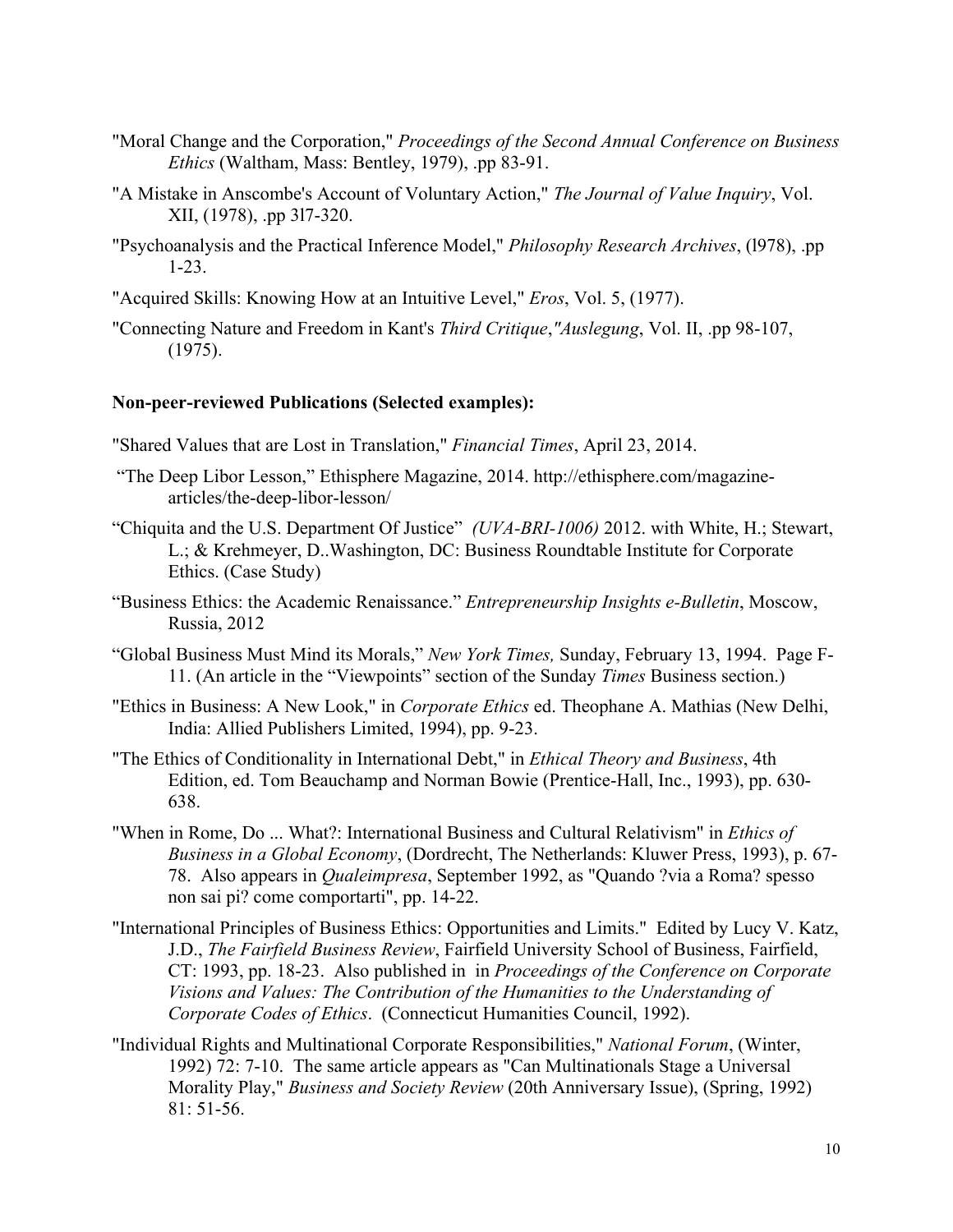"Moral Change and the Corporation," *Proceedings of the Second Annual Conference on Business Ethics* (Waltham, Mass: Bentley, 1979), .pp 83-91.

"A Mistake in Anscombe's Account of Voluntary Action," *The Journal of Value Inquiry*, Vol. XII, (1978), .pp 3l7-320.

"Psychoanalysis and the Practical Inference Model," *Philosophy Research Archives*, (l978), .pp 1-23.

"Acquired Skills: Knowing How at an Intuitive Level," *Eros*, Vol. 5, (1977).

"Connecting Nature and Freedom in Kant's *Third Critique*,*"Auslegung*, Vol. II, .pp 98-107, (1975).

**Non-peer-reviewed Publications (Selected examples):**

"Shared Values that are Lost in Translation," *Financial Times*, April 23, 2014.

"The Deep Libor Lesson," Ethisphere Magazine, 2014. http://ethisphere.com/magazine-articles/the-deep-libor-lesson/

"Chiquita and the U.S. Department Of Justice" *(UVA-BRI-1006)* 2012. with White, H.; Stewart, L.; & Krehmeyer, D..Washington, DC: Business Roundtable Institute for Corporate Ethics. (Case Study)

"Business Ethics: the Academic Renaissance." *Entrepreneurship Insights e-Bulletin*, Moscow, Russia, 2012

"Global Business Must Mind its Morals," *New York Times,* Sunday, February 13, 1994. Page F-11. (An article in the "Viewpoints" section of the Sunday *Times* Business section.)

"Ethics in Business: A New Look," in *Corporate Ethics* ed. Theophane A. Mathias (New Delhi, India: Allied Publishers Limited, 1994), pp. 9-23.

"The Ethics of Conditionality in International Debt," in *Ethical Theory and Business*, 4th Edition, ed. Tom Beauchamp and Norman Bowie (Prentice-Hall, Inc., 1993), pp. 630-638.

"When in Rome, Do ... What?: International Business and Cultural Relativism" in *Ethics of Business in a Global Economy*, (Dordrecht, The Netherlands: Kluwer Press, 1993), p. 67-78. Also appears in *Qualeimpresa*, September 1992, as "Quando ?via a Roma? spesso non sai pi? come comportarti", pp. 14-22.

"International Principles of Business Ethics: Opportunities and Limits." Edited by Lucy V. Katz, J.D., *The Fairfield Business Review*, Fairfield University School of Business, Fairfield, CT: 1993, pp. 18-23. Also published in in *Proceedings of the Conference on Corporate Visions and Values: The Contribution of the Humanities to the Understanding of Corporate Codes of Ethics*. (Connecticut Humanities Council, 1992).

"Individual Rights and Multinational Corporate Responsibilities," *National Forum*, (Winter, 1992) 72: 7-10. The same article appears as "Can Multinationals Stage a Universal Morality Play," *Business and Society Review* (20th Anniversary Issue), (Spring, 1992) 81: 51-56.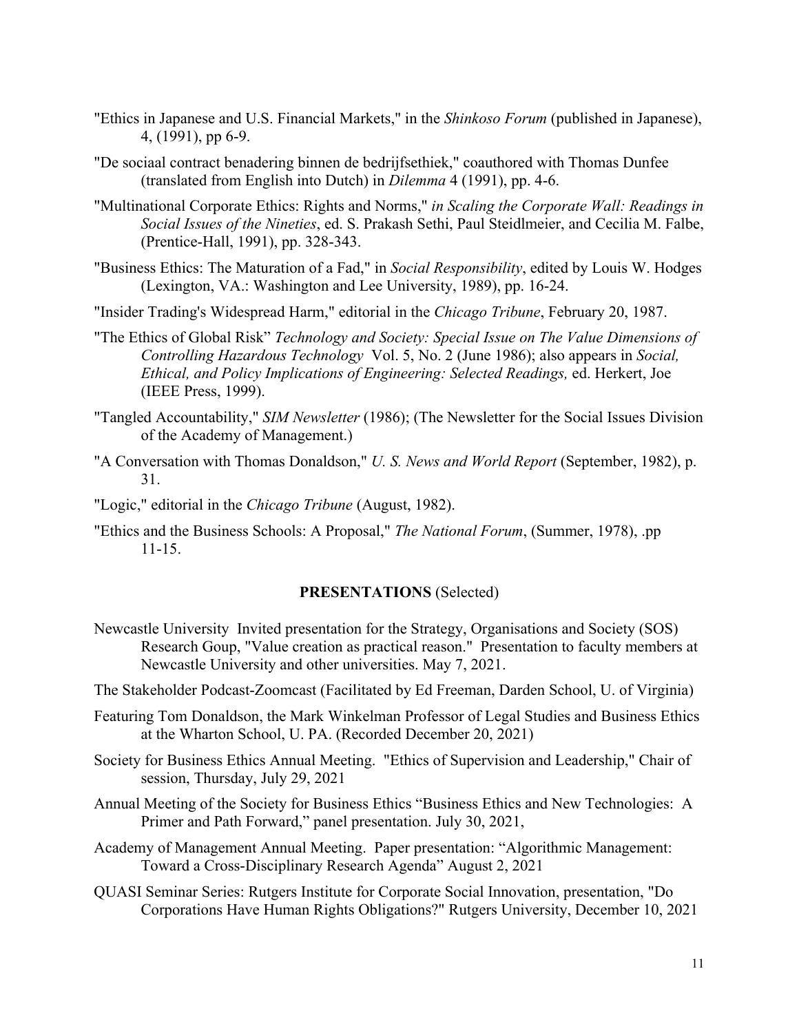"Ethics in Japanese and U.S. Financial Markets," in the *Shinkoso Forum* (published in Japanese), 4, (1991), pp 6-9.

"De sociaal contract benadering binnen de bedrijfsethiek," coauthored with Thomas Dunfee (translated from English into Dutch) in *Dilemma* 4 (1991), pp. 4-6.

"Multinational Corporate Ethics: Rights and Norms," *in Scaling the Corporate Wall: Readings in Social Issues of the Nineties*, ed. S. Prakash Sethi, Paul Steidlmeier, and Cecilia M. Falbe, (Prentice-Hall, 1991), pp. 328-343.

"Business Ethics: The Maturation of a Fad," in *Social Responsibility*, edited by Louis W. Hodges (Lexington, VA.: Washington and Lee University, 1989), pp. 16-24.

"Insider Trading's Widespread Harm," editorial in the *Chicago Tribune*, February 20, 1987.

"The Ethics of Global Risk" *Technology and Society: Special Issue on The Value Dimensions of Controlling Hazardous Technology* Vol. 5, No. 2 (June 1986); also appears in *Social, Ethical, and Policy Implications of Engineering: Selected Readings,* ed. Herkert, Joe (IEEE Press, 1999).

"Tangled Accountability," *SIM Newsletter* (1986); (The Newsletter for the Social Issues Division of the Academy of Management.)

"A Conversation with Thomas Donaldson," *U. S. News and World Report* (September, 1982), p. 31.

"Logic," editorial in the *Chicago Tribune* (August, 1982).

"Ethics and the Business Schools: A Proposal," *The National Forum*, (Summer, 1978), .pp 11-15.

## PRESENTATIONS (Selected)

Newcastle University Invited presentation for the Strategy, Organisations and Society (SOS) Research Goup, "Value creation as practical reason." Presentation to faculty members at Newcastle University and other universities. May 7, 2021.

The Stakeholder Podcast-Zoomcast (Facilitated by Ed Freeman, Darden School, U. of Virginia)

Featuring Tom Donaldson, the Mark Winkelman Professor of Legal Studies and Business Ethics at the Wharton School, U. PA. (Recorded December 20, 2021)

Society for Business Ethics Annual Meeting. "Ethics of Supervision and Leadership," Chair of session, Thursday, July 29, 2021

Annual Meeting of the Society for Business Ethics "Business Ethics and New Technologies: A Primer and Path Forward," panel presentation. July 30, 2021,

Academy of Management Annual Meeting. Paper presentation: "Algorithmic Management: Toward a Cross-Disciplinary Research Agenda" August 2, 2021

QUASI Seminar Series: Rutgers Institute for Corporate Social Innovation, presentation, "Do Corporations Have Human Rights Obligations?" Rutgers University, December 10, 2021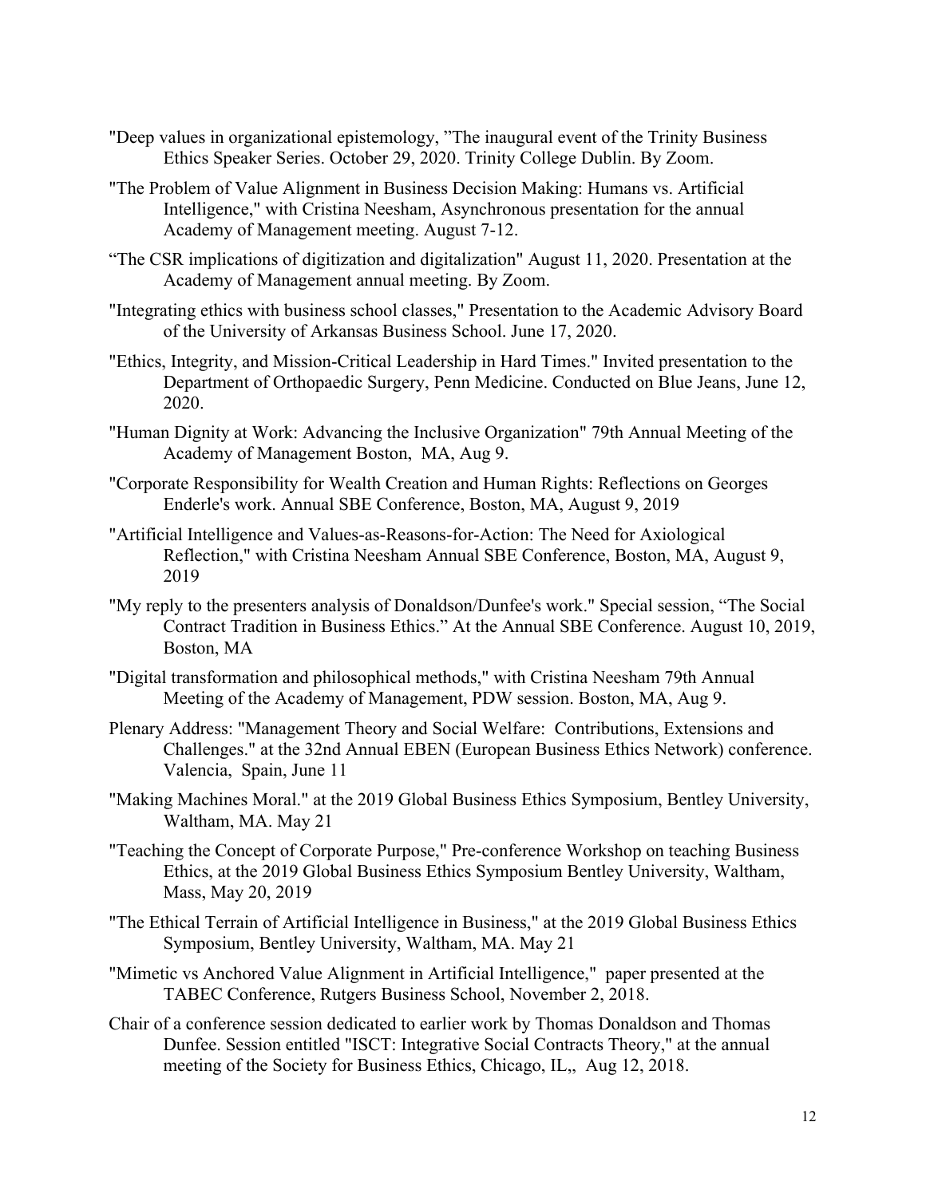"Deep values in organizational epistemology, "The inaugural event of the Trinity Business Ethics Speaker Series. October 29, 2020. Trinity College Dublin. By Zoom.

"The Problem of Value Alignment in Business Decision Making: Humans vs. Artificial Intelligence," with Cristina Neesham, Asynchronous presentation for the annual Academy of Management meeting. August 7-12.

"The CSR implications of digitization and digitalization" August 11, 2020. Presentation at the Academy of Management annual meeting. By Zoom.

"Integrating ethics with business school classes," Presentation to the Academic Advisory Board of the University of Arkansas Business School. June 17, 2020.

"Ethics, Integrity, and Mission-Critical Leadership in Hard Times." Invited presentation to the Department of Orthopaedic Surgery, Penn Medicine. Conducted on Blue Jeans, June 12, 2020.

"Human Dignity at Work: Advancing the Inclusive Organization" 79th Annual Meeting of the Academy of Management Boston, MA, Aug 9.

"Corporate Responsibility for Wealth Creation and Human Rights: Reflections on Georges Enderle's work. Annual SBE Conference, Boston, MA, August 9, 2019

"Artificial Intelligence and Values-as-Reasons-for-Action: The Need for Axiological Reflection," with Cristina Neesham Annual SBE Conference, Boston, MA, August 9, 2019

"My reply to the presenters analysis of Donaldson/Dunfee's work." Special session, "The Social Contract Tradition in Business Ethics." At the Annual SBE Conference. August 10, 2019, Boston, MA

"Digital transformation and philosophical methods," with Cristina Neesham 79th Annual Meeting of the Academy of Management, PDW session. Boston, MA, Aug 9.

Plenary Address: "Management Theory and Social Welfare: Contributions, Extensions and Challenges." at the 32nd Annual EBEN (European Business Ethics Network) conference. Valencia, Spain, June 11

"Making Machines Moral." at the 2019 Global Business Ethics Symposium, Bentley University, Waltham, MA. May 21

"Teaching the Concept of Corporate Purpose," Pre-conference Workshop on teaching Business Ethics, at the 2019 Global Business Ethics Symposium Bentley University, Waltham, Mass, May 20, 2019

"The Ethical Terrain of Artificial Intelligence in Business," at the 2019 Global Business Ethics Symposium, Bentley University, Waltham, MA. May 21

"Mimetic vs Anchored Value Alignment in Artificial Intelligence," paper presented at the TABEC Conference, Rutgers Business School, November 2, 2018.

Chair of a conference session dedicated to earlier work by Thomas Donaldson and Thomas Dunfee. Session entitled "ISCT: Integrative Social Contracts Theory," at the annual meeting of the Society for Business Ethics, Chicago, IL,, Aug 12, 2018.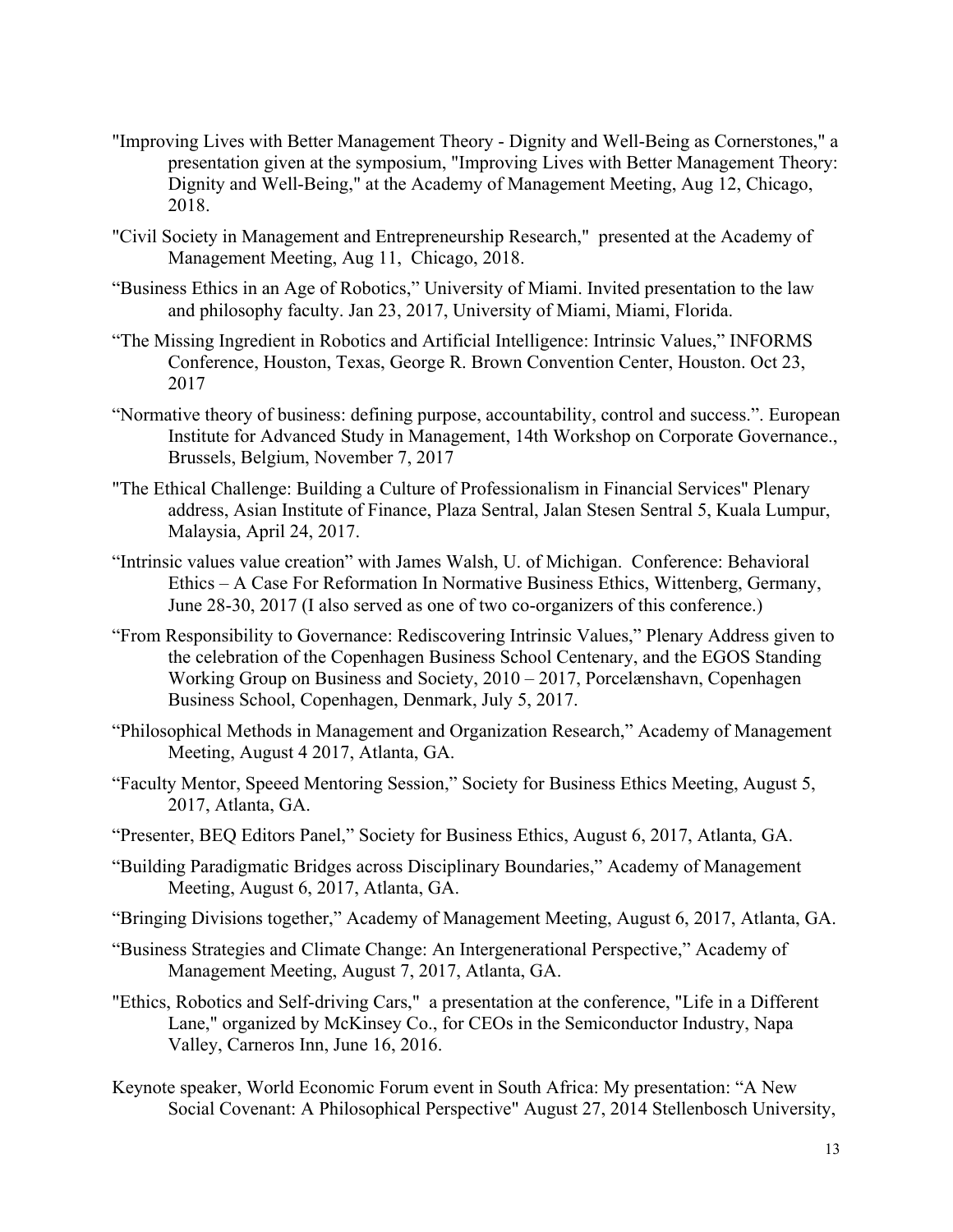"Improving Lives with Better Management Theory - Dignity and Well-Being as Cornerstones," a presentation given at the symposium, "Improving Lives with Better Management Theory: Dignity and Well-Being," at the Academy of Management Meeting, Aug 12, Chicago, 2018.

"Civil Society in Management and Entrepreneurship Research," presented at the Academy of Management Meeting, Aug 11, Chicago, 2018.

"Business Ethics in an Age of Robotics," University of Miami. Invited presentation to the law and philosophy faculty. Jan 23, 2017, University of Miami, Miami, Florida.

"The Missing Ingredient in Robotics and Artificial Intelligence: Intrinsic Values," INFORMS Conference, Houston, Texas, George R. Brown Convention Center, Houston. Oct 23, 2017

"Normative theory of business: defining purpose, accountability, control and success.". European Institute for Advanced Study in Management, 14th Workshop on Corporate Governance., Brussels, Belgium, November 7, 2017

"The Ethical Challenge: Building a Culture of Professionalism in Financial Services" Plenary address, Asian Institute of Finance, Plaza Sentral, Jalan Stesen Sentral 5, Kuala Lumpur, Malaysia, April 24, 2017.

"Intrinsic values value creation" with James Walsh, U. of Michigan. Conference: Behavioral Ethics – A Case For Reformation In Normative Business Ethics, Wittenberg, Germany, June 28-30, 2017 (I also served as one of two co-organizers of this conference.)

"From Responsibility to Governance: Rediscovering Intrinsic Values," Plenary Address given to the celebration of the Copenhagen Business School Centenary, and the EGOS Standing Working Group on Business and Society, 2010 – 2017, Porcelænshavn, Copenhagen Business School, Copenhagen, Denmark, July 5, 2017.

"Philosophical Methods in Management and Organization Research," Academy of Management Meeting, August 4 2017, Atlanta, GA.

"Faculty Mentor, Speeed Mentoring Session," Society for Business Ethics Meeting, August 5, 2017, Atlanta, GA.

"Presenter, BEQ Editors Panel," Society for Business Ethics, August 6, 2017, Atlanta, GA.

"Building Paradigmatic Bridges across Disciplinary Boundaries," Academy of Management Meeting, August 6, 2017, Atlanta, GA.

"Bringing Divisions together," Academy of Management Meeting, August 6, 2017, Atlanta, GA.

"Business Strategies and Climate Change: An Intergenerational Perspective," Academy of Management Meeting, August 7, 2017, Atlanta, GA.

"Ethics, Robotics and Self-driving Cars," a presentation at the conference, "Life in a Different Lane," organized by McKinsey Co., for CEOs in the Semiconductor Industry, Napa Valley, Carneros Inn, June 16, 2016.

Keynote speaker, World Economic Forum event in South Africa: My presentation: "A New Social Covenant: A Philosophical Perspective" August 27, 2014 Stellenbosch University,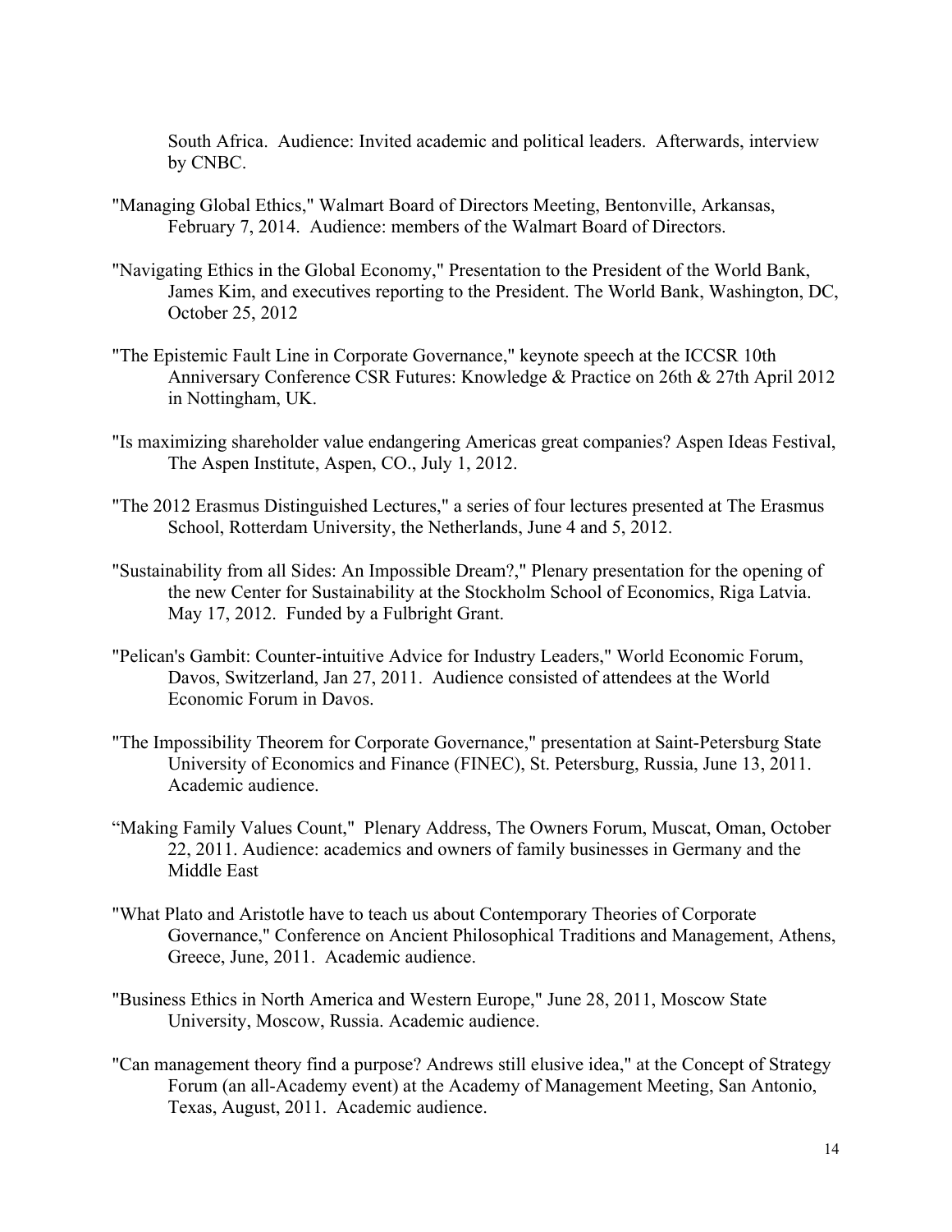South Africa. Audience: Invited academic and political leaders. Afterwards, interview by CNBC.

"Managing Global Ethics," Walmart Board of Directors Meeting, Bentonville, Arkansas, February 7, 2014. Audience: members of the Walmart Board of Directors.

"Navigating Ethics in the Global Economy," Presentation to the President of the World Bank, James Kim, and executives reporting to the President. The World Bank, Washington, DC, October 25, 2012

"The Epistemic Fault Line in Corporate Governance," keynote speech at the ICCSR 10th Anniversary Conference CSR Futures: Knowledge & Practice on 26th & 27th April 2012 in Nottingham, UK.

"Is maximizing shareholder value endangering Americas great companies? Aspen Ideas Festival, The Aspen Institute, Aspen, CO., July 1, 2012.

"The 2012 Erasmus Distinguished Lectures," a series of four lectures presented at The Erasmus School, Rotterdam University, the Netherlands, June 4 and 5, 2012.

"Sustainability from all Sides: An Impossible Dream?," Plenary presentation for the opening of the new Center for Sustainability at the Stockholm School of Economics, Riga Latvia. May 17, 2012. Funded by a Fulbright Grant.

"Pelican's Gambit: Counter-intuitive Advice for Industry Leaders," World Economic Forum, Davos, Switzerland, Jan 27, 2011. Audience consisted of attendees at the World Economic Forum in Davos.

"The Impossibility Theorem for Corporate Governance," presentation at Saint-Petersburg State University of Economics and Finance (FINEC), St. Petersburg, Russia, June 13, 2011. Academic audience.

"Making Family Values Count," Plenary Address, The Owners Forum, Muscat, Oman, October 22, 2011. Audience: academics and owners of family businesses in Germany and the Middle East

"What Plato and Aristotle have to teach us about Contemporary Theories of Corporate Governance," Conference on Ancient Philosophical Traditions and Management, Athens, Greece, June, 2011. Academic audience.

"Business Ethics in North America and Western Europe," June 28, 2011, Moscow State University, Moscow, Russia. Academic audience.

"Can management theory find a purpose? Andrews still elusive idea," at the Concept of Strategy Forum (an all-Academy event) at the Academy of Management Meeting, San Antonio, Texas, August, 2011. Academic audience.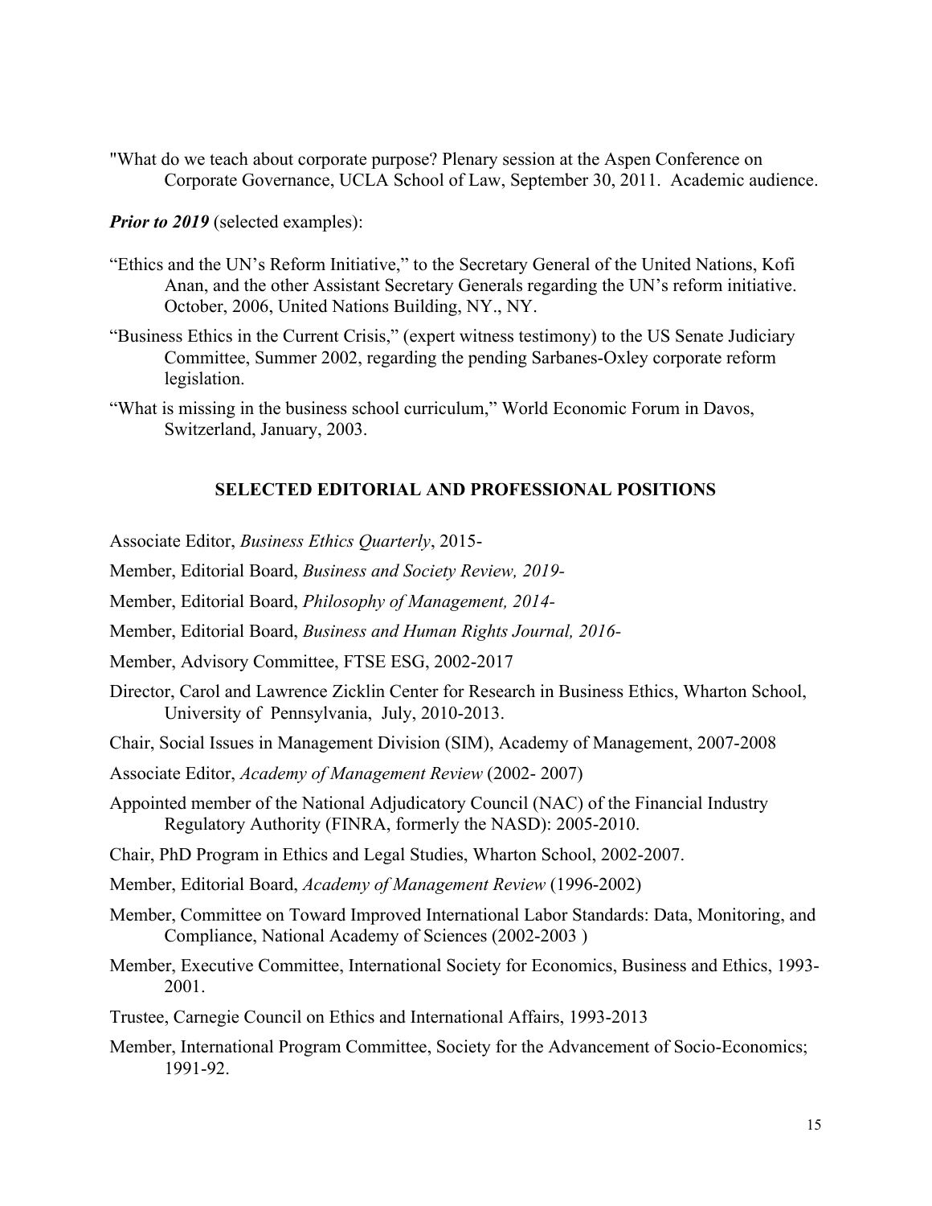"What do we teach about corporate purpose? Plenary session at the Aspen Conference on Corporate Governance, UCLA School of Law, September 30, 2011. Academic audience.

***Prior to 2019*** (selected examples):

"Ethics and the UN's Reform Initiative," to the Secretary General of the United Nations, Kofi Anan, and the other Assistant Secretary Generals regarding the UN's reform initiative. October, 2006, United Nations Building, NY., NY.

"Business Ethics in the Current Crisis," (expert witness testimony) to the US Senate Judiciary Committee, Summer 2002, regarding the pending Sarbanes-Oxley corporate reform legislation.

"What is missing in the business school curriculum," World Economic Forum in Davos, Switzerland, January, 2003.

## SELECTED EDITORIAL AND PROFESSIONAL POSITIONS

Associate Editor, *Business Ethics Quarterly*, 2015-

Member, Editorial Board, *Business and Society Review, 2019-*

Member, Editorial Board, *Philosophy of Management, 2014-*

Member, Editorial Board, *Business and Human Rights Journal, 2016-*

Member, Advisory Committee, FTSE ESG, 2002-2017

Director, Carol and Lawrence Zicklin Center for Research in Business Ethics, Wharton School, University of Pennsylvania, July, 2010-2013.

Chair, Social Issues in Management Division (SIM), Academy of Management, 2007-2008

Associate Editor, *Academy of Management Review* (2002- 2007)

Appointed member of the National Adjudicatory Council (NAC) of the Financial Industry Regulatory Authority (FINRA, formerly the NASD): 2005-2010.

Chair, PhD Program in Ethics and Legal Studies, Wharton School, 2002-2007.

Member, Editorial Board, *Academy of Management Review* (1996-2002)

Member, Committee on Toward Improved International Labor Standards: Data, Monitoring, and Compliance, National Academy of Sciences (2002-2003 )

Member, Executive Committee, International Society for Economics, Business and Ethics, 1993-2001.

Trustee, Carnegie Council on Ethics and International Affairs, 1993-2013

Member, International Program Committee, Society for the Advancement of Socio-Economics; 1991-92.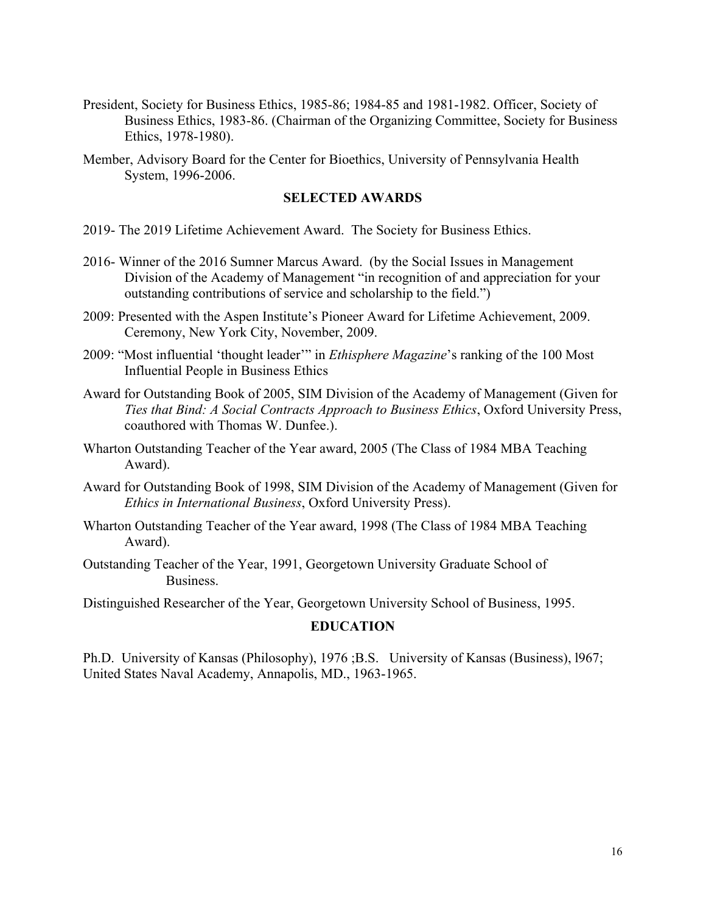President, Society for Business Ethics, 1985-86; 1984-85 and 1981-1982. Officer, Society of Business Ethics, 1983-86. (Chairman of the Organizing Committee, Society for Business Ethics, 1978-1980).

Member, Advisory Board for the Center for Bioethics, University of Pennsylvania Health System, 1996-2006.

## SELECTED AWARDS

2019- The 2019 Lifetime Achievement Award. The Society for Business Ethics.

2016- Winner of the 2016 Sumner Marcus Award. (by the Social Issues in Management Division of the Academy of Management "in recognition of and appreciation for your outstanding contributions of service and scholarship to the field.")

2009: Presented with the Aspen Institute's Pioneer Award for Lifetime Achievement, 2009. Ceremony, New York City, November, 2009.

2009: "Most influential 'thought leader'" in *Ethisphere Magazine*'s ranking of the 100 Most Influential People in Business Ethics

Award for Outstanding Book of 2005, SIM Division of the Academy of Management (Given for *Ties that Bind: A Social Contracts Approach to Business Ethics*, Oxford University Press, coauthored with Thomas W. Dunfee.).

Wharton Outstanding Teacher of the Year award, 2005 (The Class of 1984 MBA Teaching Award).

Award for Outstanding Book of 1998, SIM Division of the Academy of Management (Given for *Ethics in International Business*, Oxford University Press).

Wharton Outstanding Teacher of the Year award, 1998 (The Class of 1984 MBA Teaching Award).

Outstanding Teacher of the Year, 1991, Georgetown University Graduate School of Business.

Distinguished Researcher of the Year, Georgetown University School of Business, 1995.

## EDUCATION

Ph.D. University of Kansas (Philosophy), 1976 ;B.S. University of Kansas (Business), l967; United States Naval Academy, Annapolis, MD., 1963-1965.